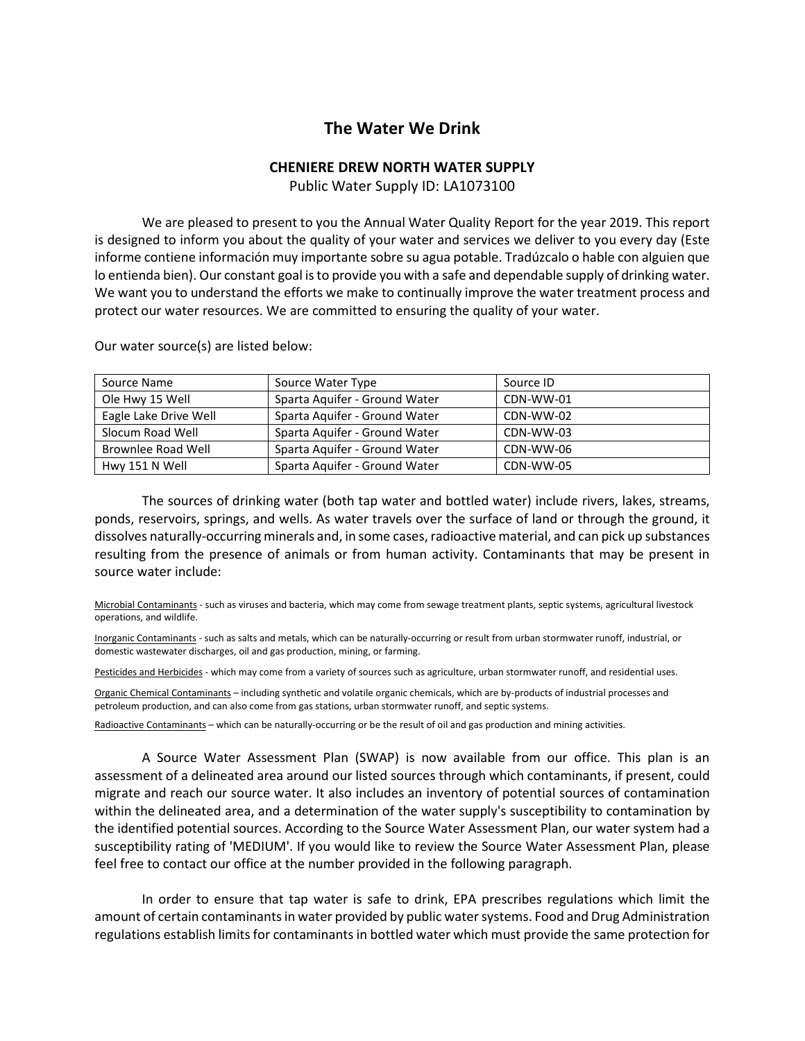# The Water We Drink

**CHENIERE DREW NORTH WATER SUPPLY**

Public Water Supply ID: LA1073100

We are pleased to present to you the Annual Water Quality Report for the year 2019. This report is designed to inform you about the quality of your water and services we deliver to you every day (Este informe contiene información muy importante sobre su agua potable. Tradúzcalo o hable con alguien que lo entienda bien). Our constant goal is to provide you with a safe and dependable supply of drinking water. We want you to understand the efforts we make to continually improve the water treatment process and protect our water resources. We are committed to ensuring the quality of your water.

Our water source(s) are listed below:

| Source Name | Source Water Type | Source ID |
|---|---|---|
| Ole Hwy 15 Well | Sparta Aquifer - Ground Water | CDN-WW-01 |
| Eagle Lake Drive Well | Sparta Aquifer - Ground Water | CDN-WW-02 |
| Slocum Road Well | Sparta Aquifer - Ground Water | CDN-WW-03 |
| Brownlee Road Well | Sparta Aquifer - Ground Water | CDN-WW-06 |
| Hwy 151 N Well | Sparta Aquifer - Ground Water | CDN-WW-05 |

The sources of drinking water (both tap water and bottled water) include rivers, lakes, streams, ponds, reservoirs, springs, and wells. As water travels over the surface of land or through the ground, it dissolves naturally-occurring minerals and, in some cases, radioactive material, and can pick up substances resulting from the presence of animals or from human activity. Contaminants that may be present in source water include:

Microbial Contaminants - such as viruses and bacteria, which may come from sewage treatment plants, septic systems, agricultural livestock operations, and wildlife.

Inorganic Contaminants - such as salts and metals, which can be naturally-occurring or result from urban stormwater runoff, industrial, or domestic wastewater discharges, oil and gas production, mining, or farming.

Pesticides and Herbicides - which may come from a variety of sources such as agriculture, urban stormwater runoff, and residential uses.

Organic Chemical Contaminants – including synthetic and volatile organic chemicals, which are by-products of industrial processes and petroleum production, and can also come from gas stations, urban stormwater runoff, and septic systems.

Radioactive Contaminants – which can be naturally-occurring or be the result of oil and gas production and mining activities.

A Source Water Assessment Plan (SWAP) is now available from our office. This plan is an assessment of a delineated area around our listed sources through which contaminants, if present, could migrate and reach our source water. It also includes an inventory of potential sources of contamination within the delineated area, and a determination of the water supply's susceptibility to contamination by the identified potential sources. According to the Source Water Assessment Plan, our water system had a susceptibility rating of 'MEDIUM'. If you would like to review the Source Water Assessment Plan, please feel free to contact our office at the number provided in the following paragraph.

In order to ensure that tap water is safe to drink, EPA prescribes regulations which limit the amount of certain contaminants in water provided by public water systems. Food and Drug Administration regulations establish limits for contaminants in bottled water which must provide the same protection for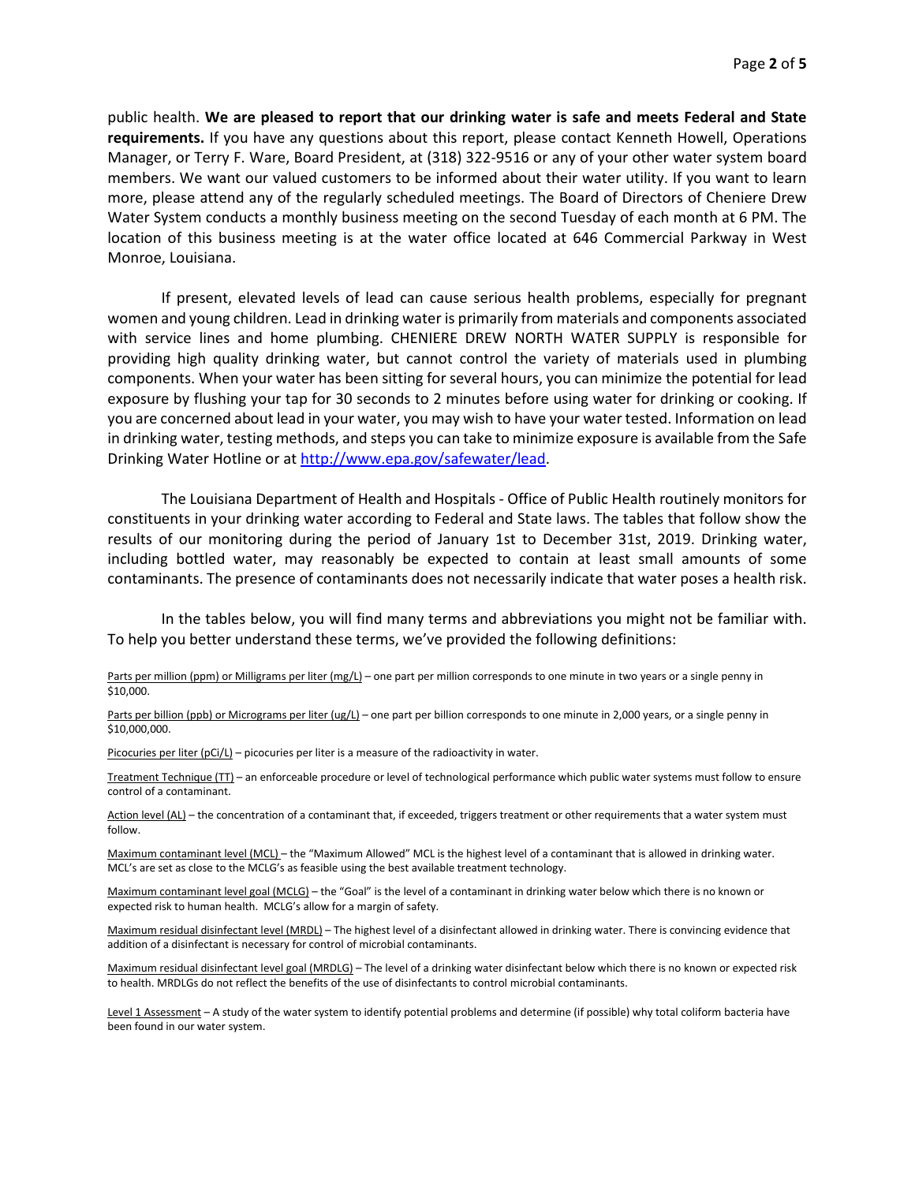public health. **We are pleased to report that our drinking water is safe and meets Federal and State requirements.** If you have any questions about this report, please contact Kenneth Howell, Operations Manager, or Terry F. Ware, Board President, at (318) 322-9516 or any of your other water system board members. We want our valued customers to be informed about their water utility. If you want to learn more, please attend any of the regularly scheduled meetings. The Board of Directors of Cheniere Drew Water System conducts a monthly business meeting on the second Tuesday of each month at 6 PM. The location of this business meeting is at the water office located at 646 Commercial Parkway in West Monroe, Louisiana.

If present, elevated levels of lead can cause serious health problems, especially for pregnant women and young children. Lead in drinking water is primarily from materials and components associated with service lines and home plumbing. CHENIERE DREW NORTH WATER SUPPLY is responsible for providing high quality drinking water, but cannot control the variety of materials used in plumbing components. When your water has been sitting for several hours, you can minimize the potential for lead exposure by flushing your tap for 30 seconds to 2 minutes before using water for drinking or cooking. If you are concerned about lead in your water, you may wish to have your water tested. Information on lead in drinking water, testing methods, and steps you can take to minimize exposure is available from the Safe Drinking Water Hotline or at http://www.epa.gov/safewater/lead.

The Louisiana Department of Health and Hospitals - Office of Public Health routinely monitors for constituents in your drinking water according to Federal and State laws. The tables that follow show the results of our monitoring during the period of January 1st to December 31st, 2019. Drinking water, including bottled water, may reasonably be expected to contain at least small amounts of some contaminants. The presence of contaminants does not necessarily indicate that water poses a health risk.

In the tables below, you will find many terms and abbreviations you might not be familiar with. To help you better understand these terms, we've provided the following definitions:

Parts per million (ppm) or Milligrams per liter (mg/L) – one part per million corresponds to one minute in two years or a single penny in $10,000.

Parts per billion (ppb) or Micrograms per liter (ug/L) – one part per billion corresponds to one minute in 2,000 years, or a single penny in $10,000,000.

Picocuries per liter (pCi/L) – picocuries per liter is a measure of the radioactivity in water.

Treatment Technique (TT) – an enforceable procedure or level of technological performance which public water systems must follow to ensure control of a contaminant.

Action level (AL) – the concentration of a contaminant that, if exceeded, triggers treatment or other requirements that a water system must follow.

Maximum contaminant level (MCL) – the "Maximum Allowed" MCL is the highest level of a contaminant that is allowed in drinking water. MCL's are set as close to the MCLG's as feasible using the best available treatment technology.

Maximum contaminant level goal (MCLG) – the "Goal" is the level of a contaminant in drinking water below which there is no known or expected risk to human health. MCLG's allow for a margin of safety.

Maximum residual disinfectant level (MRDL) – The highest level of a disinfectant allowed in drinking water. There is convincing evidence that addition of a disinfectant is necessary for control of microbial contaminants.

Maximum residual disinfectant level goal (MRDLG) – The level of a drinking water disinfectant below which there is no known or expected risk to health. MRDLGs do not reflect the benefits of the use of disinfectants to control microbial contaminants.

Level 1 Assessment – A study of the water system to identify potential problems and determine (if possible) why total coliform bacteria have been found in our water system.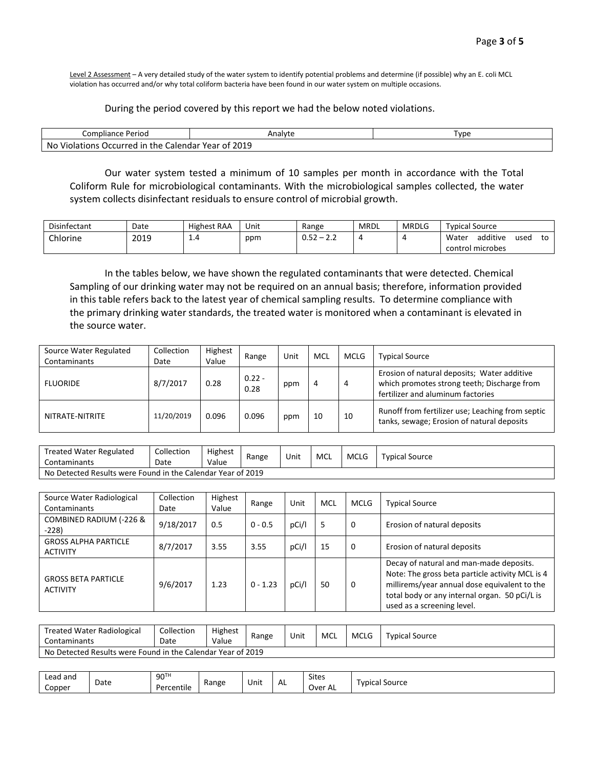<u>Level 2 Assessment</u> – A very detailed study of the water system to identify potential problems and determine (if possible) why an E. coli MCL violation has occurred and/or why total coliform bacteria have been found in our water system on multiple occasions.

During the period covered by this report we had the below noted violations.

| Compliance Period | Analyte | Type |
|---|---|---|
| No Violations Occurred in the Calendar Year of 2019 | | |

Our water system tested a minimum of 10 samples per month in accordance with the Total Coliform Rule for microbiological contaminants. With the microbiological samples collected, the water system collects disinfectant residuals to ensure control of microbial growth.

| Disinfectant | Date | Highest RAA | Unit | Range | MRDL | MRDLG | Typical Source |
|---|---|---|---|---|---|---|---|
| Chlorine | 2019 | 1.4 | ppm | 0.52 – 2.2 | 4 | 4 | Water additive used to control microbes |

In the tables below, we have shown the regulated contaminants that were detected. Chemical Sampling of our drinking water may not be required on an annual basis; therefore, information provided in this table refers back to the latest year of chemical sampling results. To determine compliance with the primary drinking water standards, the treated water is monitored when a contaminant is elevated in the source water.

| Source Water Regulated Contaminants | Collection Date | Highest Value | Range | Unit | MCL | MCLG | Typical Source |
|---|---|---|---|---|---|---|---|
| FLUORIDE | 8/7/2017 | 0.28 | 0.22 - 0.28 | ppm | 4 | 4 | Erosion of natural deposits; Water additive which promotes strong teeth; Discharge from fertilizer and aluminum factories |
| NITRATE-NITRITE | 11/20/2019 | 0.096 | 0.096 | ppm | 10 | 10 | Runoff from fertilizer use; Leaching from septic tanks, sewage; Erosion of natural deposits |

| Treated Water Regulated Contaminants | Collection Date | Highest Value | Range | Unit | MCL | MCLG | Typical Source |
|---|---|---|---|---|---|---|---|
| No Detected Results were Found in the Calendar Year of 2019 | | | | | | | |

| Source Water Radiological Contaminants | Collection Date | Highest Value | Range | Unit | MCL | MCLG | Typical Source |
|---|---|---|---|---|---|---|---|
| COMBINED RADIUM (-226 & -228) | 9/18/2017 | 0.5 | 0 - 0.5 | pCi/l | 5 | 0 | Erosion of natural deposits |
| GROSS ALPHA PARTICLE ACTIVITY | 8/7/2017 | 3.55 | 3.55 | pCi/l | 15 | 0 | Erosion of natural deposits |
| GROSS BETA PARTICLE ACTIVITY | 9/6/2017 | 1.23 | 0 - 1.23 | pCi/l | 50 | 0 | Decay of natural and man-made deposits. Note: The gross beta particle activity MCL is 4 millirems/year annual dose equivalent to the total body or any internal organ. 50 pCi/L is used as a screening level. |

| Treated Water Radiological Contaminants | Collection Date | Highest Value | Range | Unit | MCL | MCLG | Typical Source |
|---|---|---|---|---|---|---|---|
| No Detected Results were Found in the Calendar Year of 2019 | | | | | | | |

| Lead and Copper | Date | 90TH Percentile | Range | Unit | AL | Sites Over AL | Typical Source |
|---|---|---|---|---|---|---|---|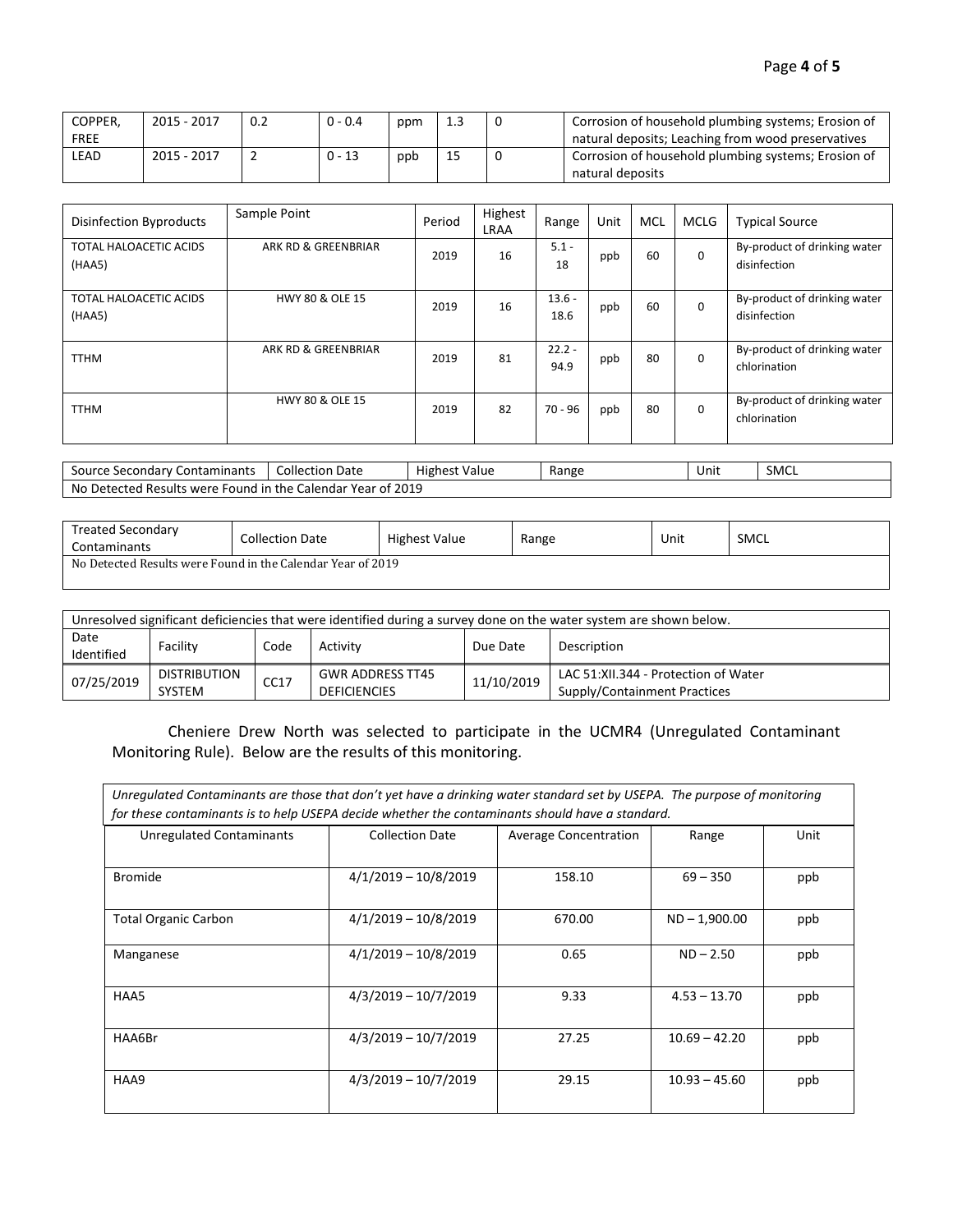| COPPER, FREE | 2015 - 2017 | 0.2 | 0 - 0.4 | ppm | 1.3 | 0 | Corrosion of household plumbing systems; Erosion of natural deposits; Leaching from wood preservatives |
|---|---|---|---|---|---|---|---|
| LEAD | 2015 - 2017 | 2 | 0 - 13 | ppb | 15 | 0 | Corrosion of household plumbing systems; Erosion of natural deposits |

| Disinfection Byproducts | Sample Point | Period | Highest LRAA | Range | Unit | MCL | MCLG | Typical Source |
|---|---|---|---|---|---|---|---|---|
| TOTAL HALOACETIC ACIDS (HAA5) | ARK RD & GREENBRIAR | 2019 | 16 | 5.1 - 18 | ppb | 60 | 0 | By-product of drinking water disinfection |
| TOTAL HALOACETIC ACIDS (HAA5) | HWY 80 & OLE 15 | 2019 | 16 | 13.6 - 18.6 | ppb | 60 | 0 | By-product of drinking water disinfection |
| TTHM | ARK RD & GREENBRIAR | 2019 | 81 | 22.2 - 94.9 | ppb | 80 | 0 | By-product of drinking water chlorination |
| TTHM | HWY 80 & OLE 15 | 2019 | 82 | 70 - 96 | ppb | 80 | 0 | By-product of drinking water chlorination |

| Source Secondary Contaminants | Collection Date | Highest Value | Range | Unit | SMCL |
|---|---|---|---|---|---|
| No Detected Results were Found in the Calendar Year of 2019 | | | | | |

| Treated Secondary Contaminants | Collection Date | Highest Value | Range | Unit | SMCL |
|---|---|---|---|---|---|
| No Detected Results were Found in the Calendar Year of 2019 | | | | | |

| Unresolved significant deficiencies that were identified during a survey done on the water system are shown below. | | | | | |
|---|---|---|---|---|---|
| Date Identified | Facility | Code | Activity | Due Date | Description |
| 07/25/2019 | DISTRIBUTION SYSTEM | CC17 | GWR ADDRESS TT45 DEFICIENCIES | 11/10/2019 | LAC 51:XII.344 - Protection of Water Supply/Containment Practices |

Cheniere Drew North was selected to participate in the UCMR4 (Unregulated Contaminant Monitoring Rule). Below are the results of this monitoring.

| *Unregulated Contaminants are those that don't yet have a drinking water standard set by USEPA. The purpose of monitoring for these contaminants is to help USEPA decide whether the contaminants should have a standard.* | | | | |
|---|---|---|---|---|
| Unregulated Contaminants | Collection Date | Average Concentration | Range | Unit |
| Bromide | 4/1/2019 – 10/8/2019 | 158.10 | 69 – 350 | ppb |
| Total Organic Carbon | 4/1/2019 – 10/8/2019 | 670.00 | ND – 1,900.00 | ppb |
| Manganese | 4/1/2019 – 10/8/2019 | 0.65 | ND – 2.50 | ppb |
| HAA5 | 4/3/2019 – 10/7/2019 | 9.33 | 4.53 – 13.70 | ppb |
| HAA6Br | 4/3/2019 – 10/7/2019 | 27.25 | 10.69 – 42.20 | ppb |
| HAA9 | 4/3/2019 – 10/7/2019 | 29.15 | 10.93 – 45.60 | ppb |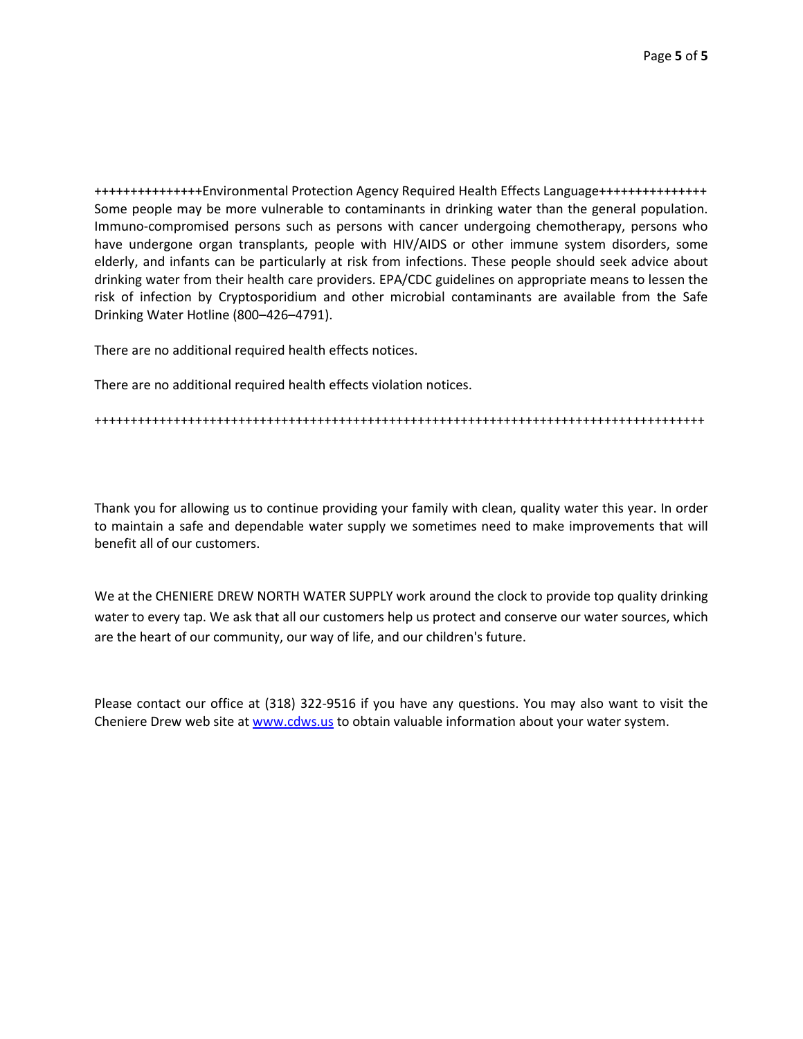+++++++++++++++Environmental Protection Agency Required Health Effects Language+++++++++++++++
Some people may be more vulnerable to contaminants in drinking water than the general population. Immuno-compromised persons such as persons with cancer undergoing chemotherapy, persons who have undergone organ transplants, people with HIV/AIDS or other immune system disorders, some elderly, and infants can be particularly at risk from infections. These people should seek advice about drinking water from their health care providers. EPA/CDC guidelines on appropriate means to lessen the risk of infection by Cryptosporidium and other microbial contaminants are available from the Safe Drinking Water Hotline (800–426–4791).

There are no additional required health effects notices.

There are no additional required health effects violation notices.

+++++++++++++++++++++++++++++++++++++++++++++++++++++++++++++++++++++++++++++++++++++++++++

Thank you for allowing us to continue providing your family with clean, quality water this year. In order to maintain a safe and dependable water supply we sometimes need to make improvements that will benefit all of our customers.

We at the CHENIERE DREW NORTH WATER SUPPLY work around the clock to provide top quality drinking water to every tap. We ask that all our customers help us protect and conserve our water sources, which are the heart of our community, our way of life, and our children's future.

Please contact our office at (318) 322-9516 if you have any questions. You may also want to visit the Cheniere Drew web site at www.cdws.us to obtain valuable information about your water system.